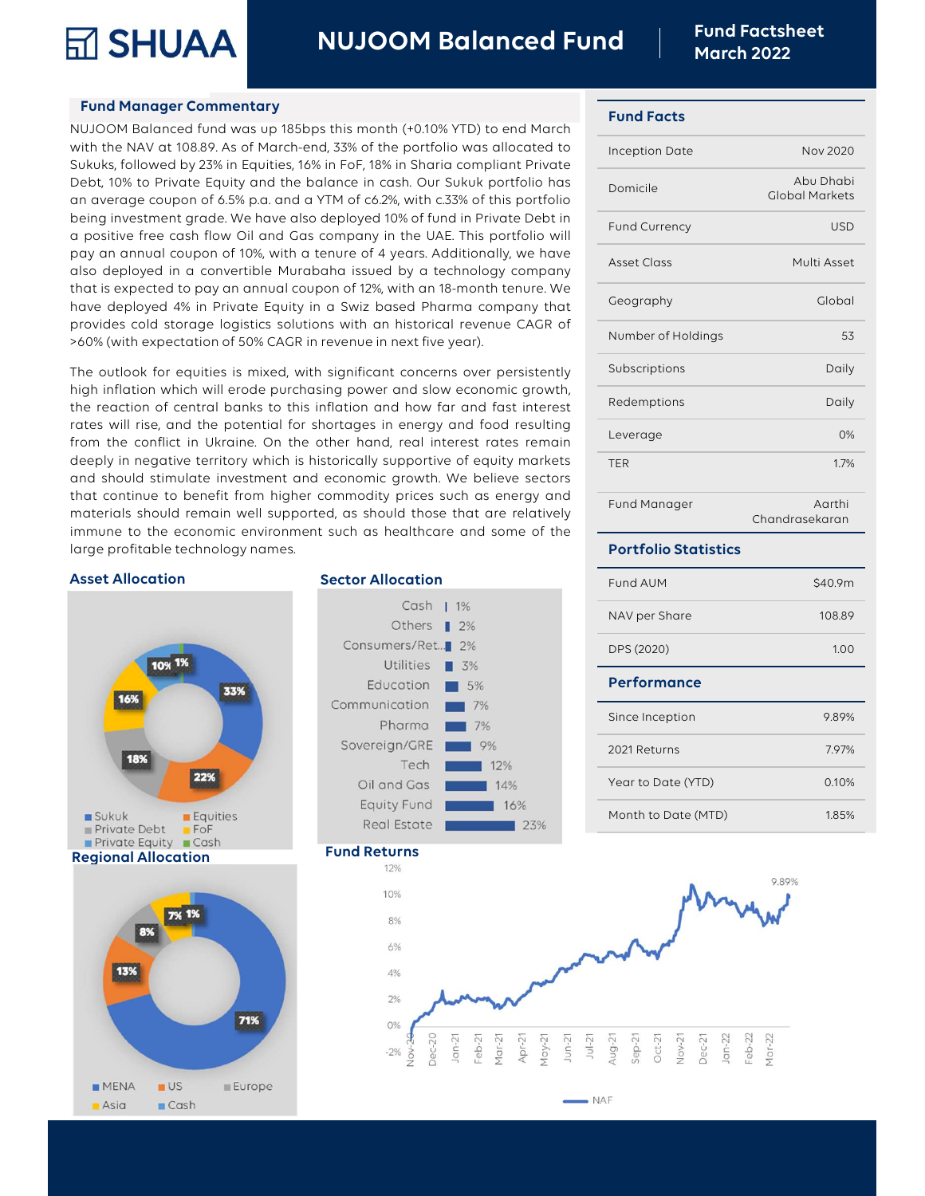# NUJOOM Balanced Fund

**Fund Factsheet March 2022**

## Fund Manager Commentary

NUJOOM Balanced fund was up 185bps this month (+0.10% YTD) to end March with the NAV at 108.89. As of March-end, 33% of the portfolio was allocated to Sukuks, followed by 23% in Equities, 16% in FoF, 18% in Sharia compliant Private Debt, 10% to Private Equity and the balance in cash. Our Sukuk portfolio has an average coupon of 6.5% p.a. and a YTM of c6.2%, with c.33% of this portfolio being investment grade. We have also deployed 10% of fund in Private Debt in a positive free cash flow Oil and Gas company in the UAE. This portfolio will pay an annual coupon of 10%, with a tenure of 4 years. Additionally, we have also deployed in a convertible Murabaha issued by a technology company that is expected to pay an annual coupon of 12%, with an 18-month tenure. We have deployed 4% in Private Equity in a Swiz based Pharma company that provides cold storage logistics solutions with an historical revenue CAGR of >60% (with expectation of 50% CAGR in revenue in next five year).

The outlook for equities is mixed, with significant concerns over persistently high inflation which will erode purchasing power and slow economic growth, the reaction of central banks to this inflation and how far and fast interest rates will rise, and the potential for shortages in energy and food resulting from the conflict in Ukraine. On the other hand, real interest rates remain deeply in negative territory which is historically supportive of equity markets and should stimulate investment and economic growth. We believe sectors that continue to benefit from higher commodity prices such as energy and materials should remain well supported, as should those that are relatively immune to the economic environment such as healthcare and some of the large profitable technology names.

## Fund Facts

| | |
|---|---|
| Inception Date | Nov 2020 |
| Domicile | Abu Dhabi Global Markets |
| Fund Currency | USD |
| Asset Class | Multi Asset |
| Geography | Global |
| Number of Holdings | 53 |
| Subscriptions | Daily |
| Redemptions | Daily |
| Leverage | 0% |
| TER | 1.7% |
| Fund Manager | Aarthi Chandrasekaran |

## Portfolio Statistics

| | |
|---|---|
| Fund AUM | $40.9m |
| NAV per Share | 108.89 |
| DPS (2020) | 1.00 |

## Performance

| | |
|---|---|
| Since Inception | 9.89% |
| 2021 Returns | 7.97% |
| Year to Date (YTD) | 0.10% |
| Month to Date (MTD) | 1.85% |

## Asset Allocation

| Asset | % |
|---|---|
| Sukuk | 33% |
| Equities | 22% |
| Private Debt | 18% |
| FoF | 16% |
| Private Equity | 10% |
| Cash | 1% |

## Sector Allocation

| Sector | % |
|---|---|
| Cash | 1% |
| Others | 2% |
| Consumers/Ret.. | 2% |
| Utilities | 3% |
| Education | 5% |
| Communication | 7% |
| Pharma | 7% |
| Sovereign/GRE | 9% |
| Tech | 12% |
| Oil and Gas | 14% |
| Equity Fund | 16% |
| Real Estate | 23% |

## Regional Allocation

| Region | % |
|---|---|
| MENA | 71% |
| US | 13% |
| Europe | 8% |
| Asia | 7% |
| Cash | 1% |

## Fund Returns

NAF: 9.89% (Nov-20 to Mar-22)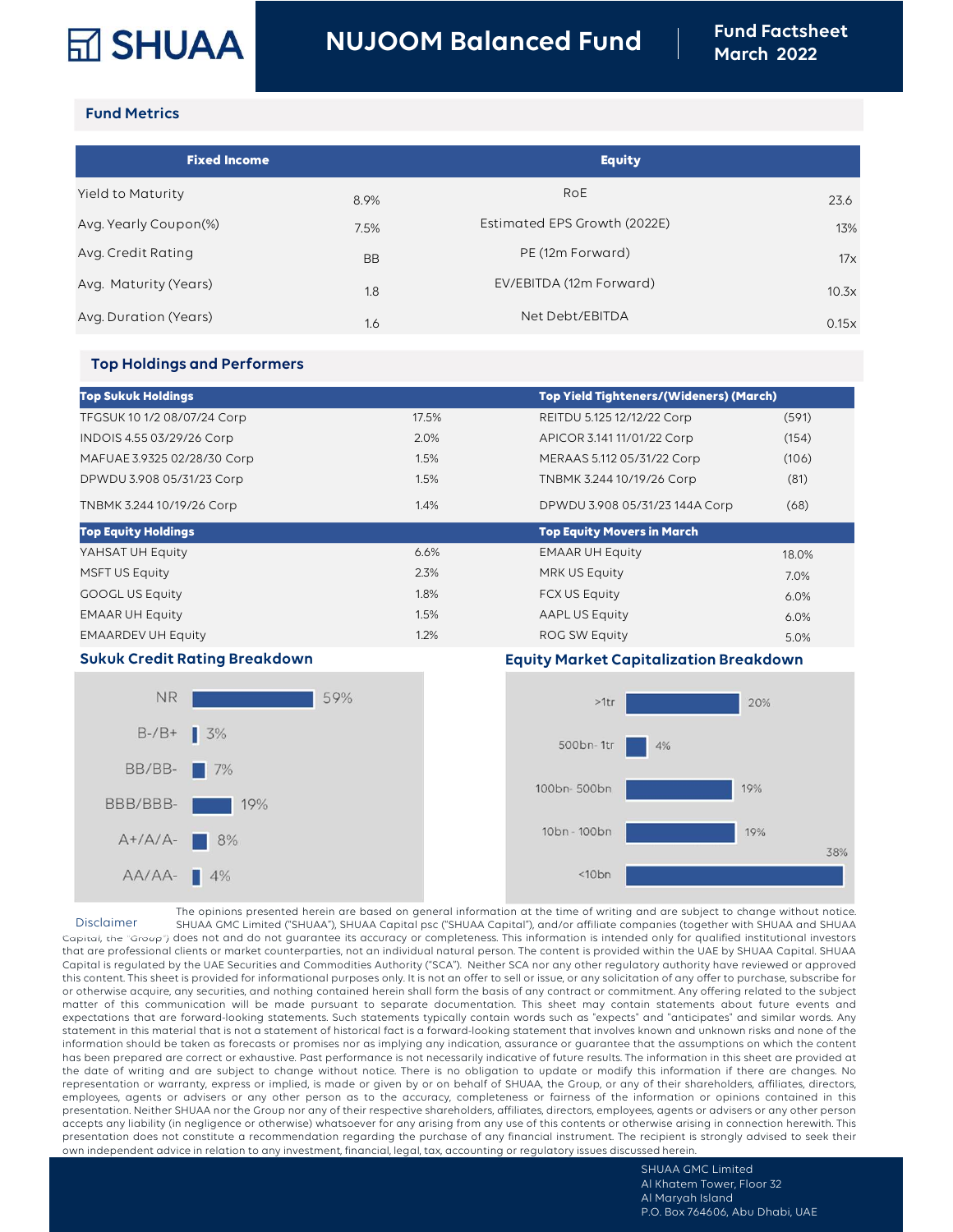# NUJOOM Balanced Fund

Fund Factsheet
March 2022

## Fund Metrics

| Fixed Income | | Equity | |
|---|---|---|---|
| Yield to Maturity | 8.9% | RoE | 23.6 |
| Avg. Yearly Coupon(%) | 7.5% | Estimated EPS Growth (2022E) | 13% |
| Avg. Credit Rating | BB | PE (12m Forward) | 17x |
| Avg. Maturity (Years) | 1.8 | EV/EBITDA (12m Forward) | 10.3x |
| Avg. Duration (Years) | 1.6 | Net Debt/EBITDA | 0.15x |

## Top Holdings and Performers

| Top Sukuk Holdings | | Top Yield Tighteners/(Wideners) (March) | |
|---|---|---|---|
| TFGSUK 10 1/2 08/07/24 Corp | 17.5% | REITDU 5.125 12/12/22 Corp | (591) |
| INDOIS 4.55 03/29/26 Corp | 2.0% | APICOR 3.141 11/01/22 Corp | (154) |
| MAFUAE 3.9325 02/28/30 Corp | 1.5% | MERAAS 5.112 05/31/22 Corp | (106) |
| DPWDU 3.908 05/31/23 Corp | 1.5% | TNBMK 3.244 10/19/26 Corp | (81) |
| TNBMK 3.244 10/19/26 Corp | 1.4% | DPWDU 3.908 05/31/23 144A Corp | (68) |
| **Top Equity Holdings** | | **Top Equity Movers in March** | |
| YAHSAT UH Equity | 6.6% | EMAAR UH Equity | 18.0% |
| MSFT US Equity | 2.3% | MRK US Equity | 7.0% |
| GOOGL US Equity | 1.8% | FCX US Equity | 6.0% |
| EMAAR UH Equity | 1.5% | AAPL US Equity | 6.0% |
| EMAARDEV UH Equity | 1.2% | ROG SW Equity | 5.0% |

### Sukuk Credit Rating Breakdown

NR 59%
B-/B+ 3%
BB/BB- 7%
BBB/BBB- 19%
A+/A/A- 8%
AA/AA- 4%

### Equity Market Capitalization Breakdown

>1tr 20%
500bn- 1tr 4%
100bn- 500bn 19%
10bn - 100bn 19%
<10bn 38%

**Disclaimer**

The opinions presented herein are based on general information at the time of writing and are subject to change without notice. SHUAA GMC Limited ("SHUAA"), SHUAA Capital psc ("SHUAA Capital"), and/or affiliate companies (together with SHUAA and SHUAA Capital, the "Group") does not and do not guarantee its accuracy or completeness. This information is intended only for qualified institutional investors that are professional clients or market counterparties, not an individual natural person. The content is provided within the UAE by SHUAA Capital. SHUAA Capital is regulated by the UAE Securities and Commodities Authority ("SCA"). Neither SCA nor any other regulatory authority have reviewed or approved this content. This sheet is provided for informational purposes only. It is not an offer to sell or issue, or any solicitation of any offer to purchase, subscribe for or otherwise acquire, any securities, and nothing contained herein shall form the basis of any contract or commitment. Any offering related to the subject matter of this communication will be made pursuant to separate documentation. This sheet may contain statements about future events and expectations that are forward-looking statements. Such statements typically contain words such as "expects" and "anticipates" and similar words. Any statement in this material that is not a statement of historical fact is a forward-looking statement that involves known and unknown risks and none of the information should be taken as forecasts or promises nor as implying any indication, assurance or guarantee that the assumptions on which the content has been prepared are correct or exhaustive. Past performance is not necessarily indicative of future results. The information in this sheet are provided at the date of writing and are subject to change without notice. There is no obligation to update or modify this information if there are changes. No representation or warranty, express or implied, is made or given by or on behalf of SHUAA, the Group, or any of their shareholders, affiliates, directors, employees, agents or advisers or any other person as to the accuracy, completeness or fairness of the information or opinions contained in this presentation. Neither SHUAA nor the Group nor any of their respective shareholders, affiliates, directors, employees, agents or advisers or any other person accepts any liability (in negligence or otherwise) whatsoever for any arising from any use of this contents or otherwise arising in connection herewith. This presentation does not constitute a recommendation regarding the purchase of any financial instrument. The recipient is strongly advised to seek their own independent advice in relation to any investment, financial, legal, tax, accounting or regulatory issues discussed herein.

SHUAA GMC Limited
Al Khatem Tower, Floor 32
Al Maryah Island
P.O. Box 764606, Abu Dhabi, UAE